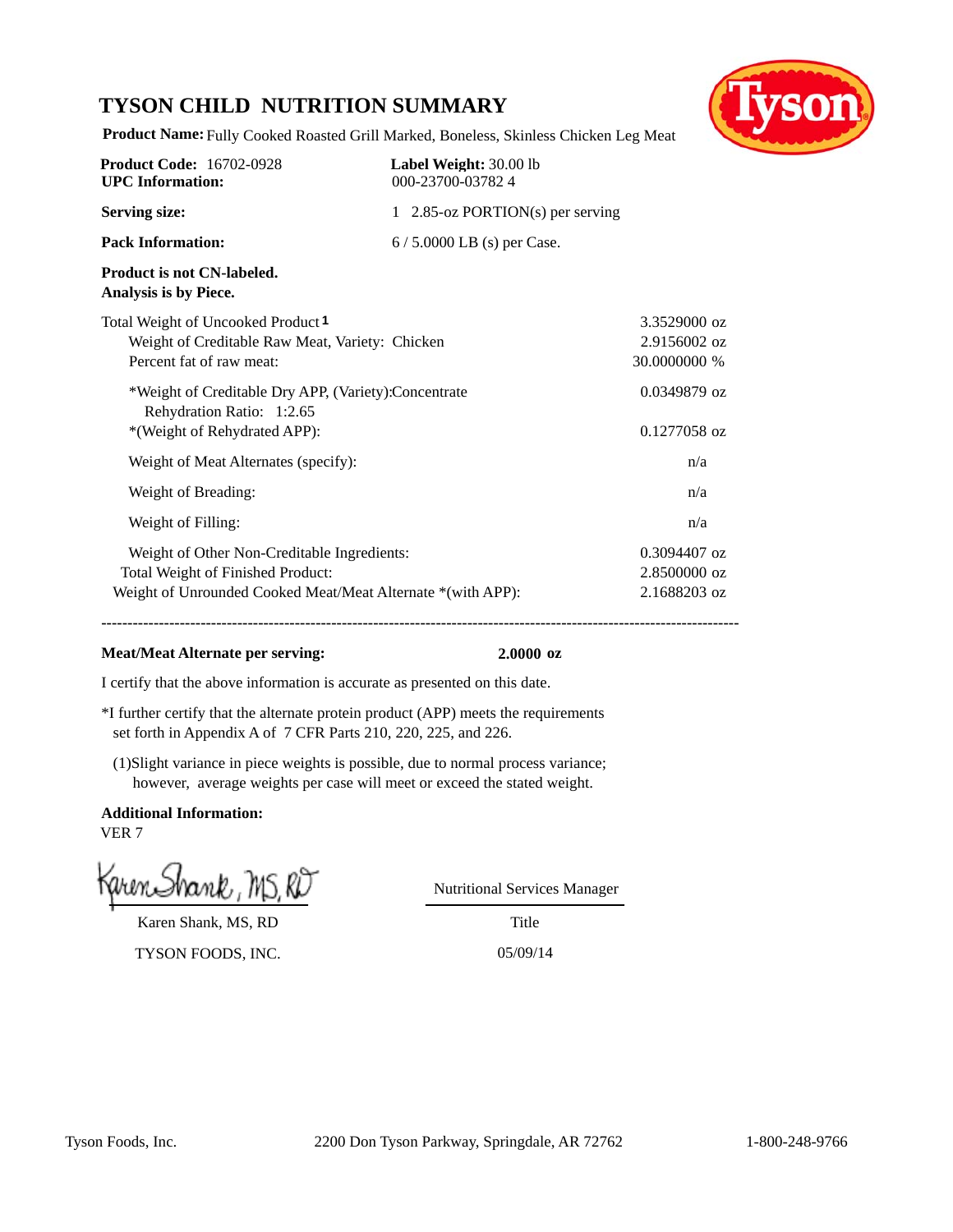# TYSON CHILD NUTRITION SUMMARY

**Product Name:** Fully Cooked Roasted Grill Marked, Boneless, Skinless Chicken Leg Meat

| | |
|---|---|
| **Product Code:** 16702-0928 | **Label Weight:** 30.00 lb |
| **UPC Information:** | 000-23700-03782 4 |
| **Serving size:** | 1 2.85-oz PORTION(s) per serving |
| **Pack Information:** | 6 / 5.0000 LB (s) per Case. |

**Product is not CN-labeled.**
**Analysis is by Piece.**

| | |
|---|---|
| Total Weight of Uncooked Product [1] | 3.3529000 oz |
| Weight of Creditable Raw Meat, Variety: Chicken | 2.9156002 oz |
| Percent fat of raw meat: | 30.0000000 % |
| *Weight of Creditable Dry APP, (Variety):Concentrate Rehydration Ratio: 1:2.65 | 0.0349879 oz |
| *(Weight of Rehydrated APP): | 0.1277058 oz |
| Weight of Meat Alternates (specify): | n/a |
| Weight of Breading: | n/a |
| Weight of Filling: | n/a |
| Weight of Other Non-Creditable Ingredients: | 0.3094407 oz |
| Total Weight of Finished Product: | 2.8500000 oz |
| Weight of Unrounded Cooked Meat/Meat Alternate *(with APP): | 2.1688203 oz |

---

**Meat/Meat Alternate per serving:** **2.0000 oz**

I certify that the above information is accurate as presented on this date.

*I further certify that the alternate protein product (APP) meets the requirements set forth in Appendix A of 7 CFR Parts 210, 220, 225, and 226.

(1)Slight variance in piece weights is possible, due to normal process variance; however, average weights per case will meet or exceed the stated weight.

**Additional Information:**
VER 7

Karen Shank, MS, RD — Nutritional Services Manager

Karen Shank, MS, RD — Title

TYSON FOODS, INC. — 05/09/14

Tyson Foods, Inc. 2200 Don Tyson Parkway, Springdale, AR 72762 1-800-248-9766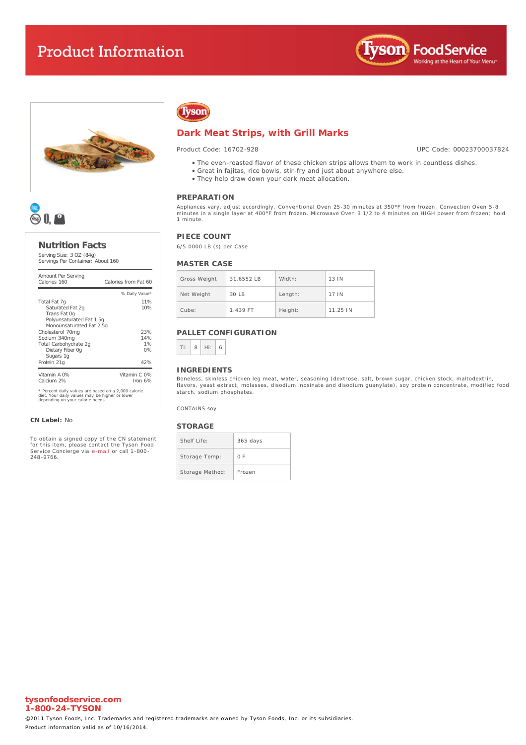# Product Information

Tyson FoodService — Working at the Heart of Your Menu™

## Dark Meat Strips, with Grill Marks

Product Code: 16702-928

UPC Code: 00023700037824

- The oven-roasted flavor of these chicken strips allows them to work in countless dishes.
- Great in fajitas, rice bowls, stir-fry and just about anywhere else.
- They help draw down your dark meat allocation.

### PREPARATION

Appliances vary, adjust accordingly. Conventional Oven 25-30 minutes at 350°F from frozen. Convection Oven 5-8 minutes in a single layer at 400°F from frozen. Microwave Oven 3 1/2 to 4 minutes on HIGH power from frozen; hold 1 minute.

### PIECE COUNT

6/5.0000 LB (s) per Case

### MASTER CASE

| Gross Weight | 31.6552 LB | Width: | 13 IN |
|---|---|---|---|
| Net Weight | 30 LB | Length: | 17 IN |
| Cube: | 1.439 FT | Height: | 11.25 IN |

### PALLET CONFIGURATION

| Ti: | 8 | Hi: | 6 |
|---|---|---|---|

### INGREDIENTS

Boneless, skinless chicken leg meat, water, seasoning (dextrose, salt, brown sugar, chicken stock, maltodextrin, flavors, yeast extract, molasses, disodium inosinate and disodium guanylate), soy protein concentrate, modified food starch, sodium phosphates.

CONTAINS soy

### STORAGE

| Shelf Life: | 365 days |
|---|---|
| Storage Temp: | 0 F |
| Storage Method: | Frozen |

### Nutrition Facts

Serving Size: 3 OZ (84g)
Servings Per Container: About 160

| Amount Per Serving | |
|---|---|
| Calories 160 | Calories from Fat 60 |
| | % Daily Value* |
| Total Fat 7g | 11% |
| Saturated Fat 2g | 10% |
| Trans Fat 0g | |
| Polyunsaturated Fat 1.5g | |
| Monounsaturated Fat 2.5g | |
| Cholesterol 70mg | 23% |
| Sodium 340mg | 14% |
| Total Carbohydrate 2g | 1% |
| Dietary Fiber 0g | 0% |
| Sugars 1g | |
| Protein 21g | 42% |
| Vitamin A 0% | Vitamin C 0% |
| Calcium 2% | Iron 6% |

\* Percent daily values are based on a 2,000 calorie diet. Your daily values may be higher or lower depending on your calorie needs.

**CN Label:** No

To obtain a signed copy of the CN statement for this item, please contact the Tyson Food Service Concierge via e-mail or call 1-800-248-9766.

**tysonfoodservice.com**
**1-800-24-TYSON**

©2011 Tyson Foods, Inc. Trademarks and registered trademarks are owned by Tyson Foods, Inc. or its subsidiaries.

Product information valid as of 10/16/2014.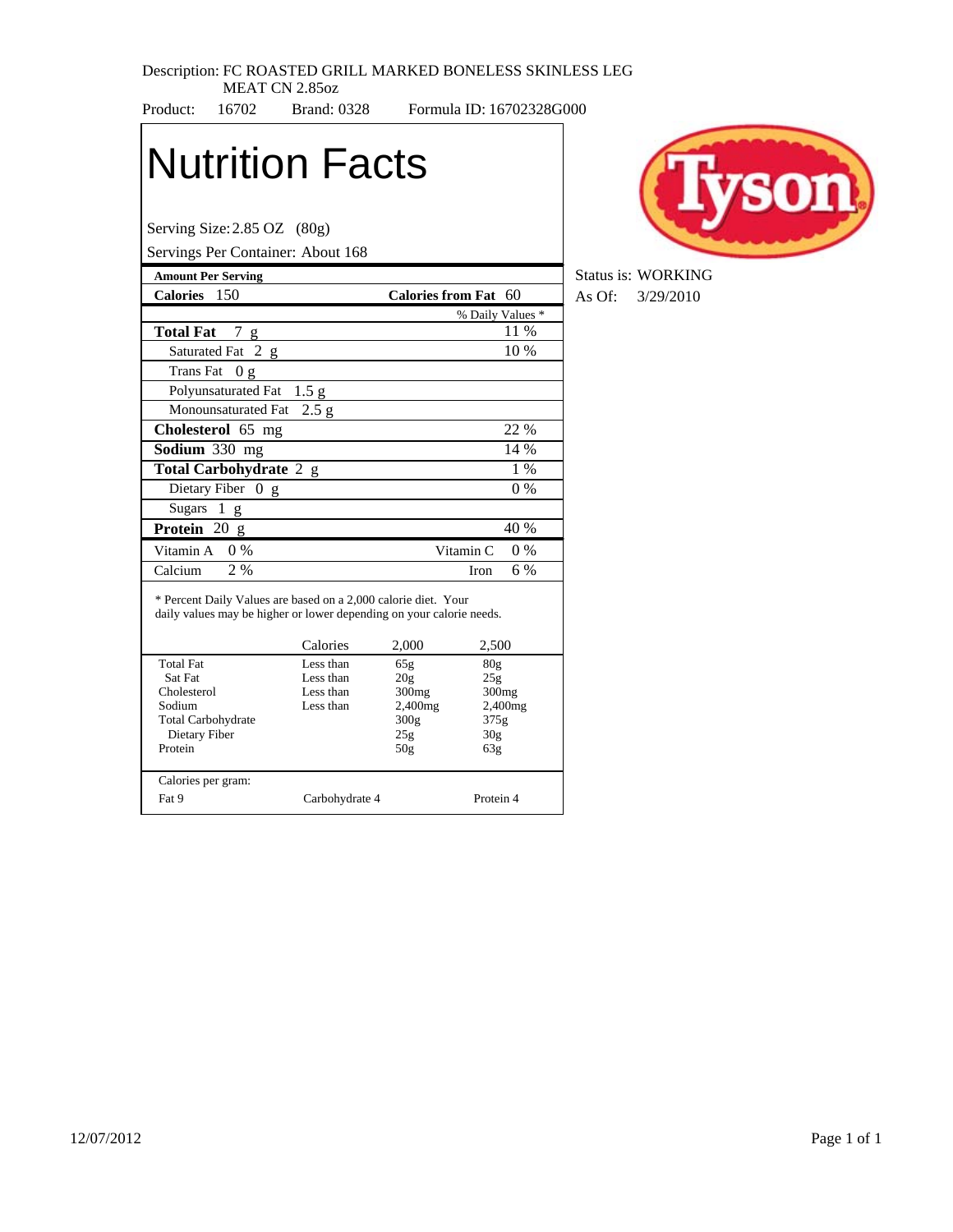Description: FC ROASTED GRILL MARKED BONELESS SKINLESS LEG MEAT CN 2.85oz

Product: 16702 Brand: 0328 Formula ID: 16702328G000

Status is: WORKING
As Of: 3/29/2010

# Nutrition Facts

Serving Size: 2.85 OZ (80g)
Servings Per Container: About 168

| **Amount Per Serving** | |
|---|---|
| **Calories** 150 | **Calories from Fat** 60 |
| | % Daily Values * |
| **Total Fat** 7 g | 11 % |
| Saturated Fat 2 g | 10 % |
| Trans Fat 0 g | |
| Polyunsaturated Fat 1.5 g | |
| Monounsaturated Fat 2.5 g | |
| **Cholesterol** 65 mg | 22 % |
| **Sodium** 330 mg | 14 % |
| **Total Carbohydrate** 2 g | 1 % |
| Dietary Fiber 0 g | 0 % |
| Sugars 1 g | |
| **Protein** 20 g | 40 % |
| Vitamin A 0 % | Vitamin C 0 % |
| Calcium 2 % | Iron 6 % |

* Percent Daily Values are based on a 2,000 calorie diet. Your daily values may be higher or lower depending on your calorie needs.

| | Calories | 2,000 | 2,500 |
|---|---|---|---|
| Total Fat | Less than | 65g | 80g |
| Sat Fat | Less than | 20g | 25g |
| Cholesterol | Less than | 300mg | 300mg |
| Sodium | Less than | 2,400mg | 2,400mg |
| Total Carbohydrate | | 300g | 375g |
| Dietary Fiber | | 25g | 30g |
| Protein | | 50g | 63g |

Calories per gram:
Fat 9 Carbohydrate 4 Protein 4

12/07/2012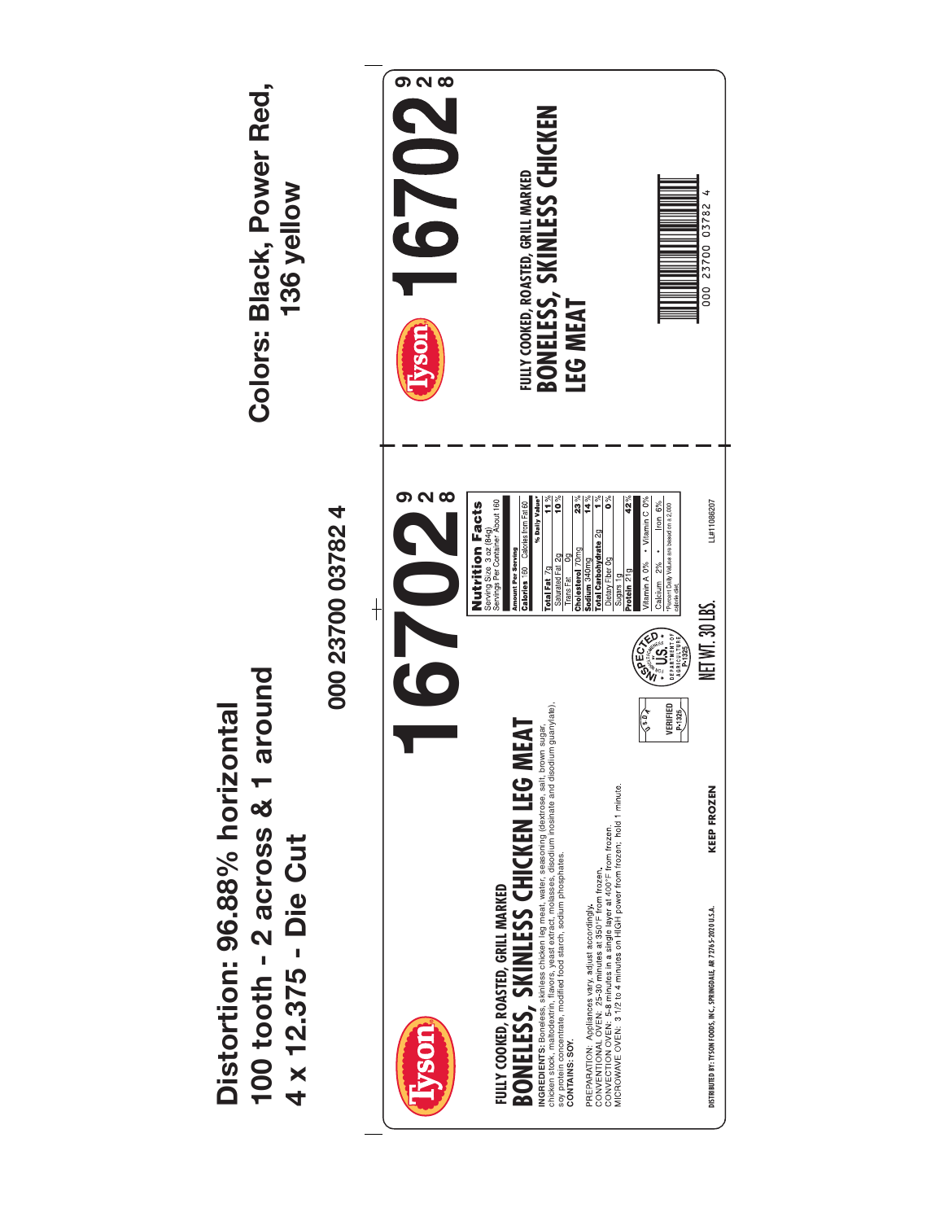**Distortion: 96.88% horizontal**
**100 tooth - 2 across & 1 around**
**4 x 12.375 - Die Cut**

**000 23700 03782 4**

**Colors: Black, Power Red, 136 yellow**

---

Tyson

FULLY COOKED, ROASTED, GRILL MARKED

# BONELESS, SKINLESS CHICKEN LEG MEAT

**INGREDIENTS:** Boneless, skinless chicken leg meat, water, seasoning (dextrose, salt, brown sugar, chicken stock, maltodextrin, flavors, yeast extract, molasses, disodium inosinate and disodium guanylate), soy protein concentrate, modified food starch, sodium phosphates.
**CONTAINS: SOY.**

PREPARATION: Appliances vary, adjust accordingly.
CONVENTIONAL OVEN: 25-30 minutes at 350°F from frozen.
CONVECTION OVEN: 5-8 minutes in a single layer at 400°F from frozen.
MICROWAVE OVEN: 3 1/2 to 4 minutes on HIGH power from frozen; hold 1 minute.

DISTRIBUTED BY: TYSON FOODS, INC., SPRINGDALE, AR 72765-2020 U.S.A.

KEEP FROZEN

USDA VERIFIED P-1325

INSPECTED FOR WHOLESOMENESS BY U.S. DEPARTMENT OF AGRICULTURE P-1325

NET WT. 30 LBS.

# 16702

928

**Nutrition Facts**
Serving Size 3 oz (84g)
Servings Per Container About 160

| Amount Per Serving | |
|---|---|
| **Calories** 160 | Calories from Fat 60 |
| | **% Daily Value*** |
| **Total Fat** 7g | **11%** |
| Saturated Fat 2g | **10%** |
| Trans Fat 0g | |
| **Cholesterol** 70mg | **23%** |
| **Sodium** 340mg | **14%** |
| **Total Carbohydrate** 2g | **1%** |
| Dietary Fiber 0g | **0%** |
| Sugars 1g | |
| **Protein** 21g | **42%** |
| Vitamin A 0% • Vitamin C 0% | |
| Calcium 2% • Iron 6% | |

*Percent Daily Values are based on a 2,000 calorie diet.

LL#11086207

---

Tyson

# 16702

928

FULLY COOKED, ROASTED, GRILL MARKED
**BONELESS, SKINLESS CHICKEN LEG MEAT**

000 23700 03782 4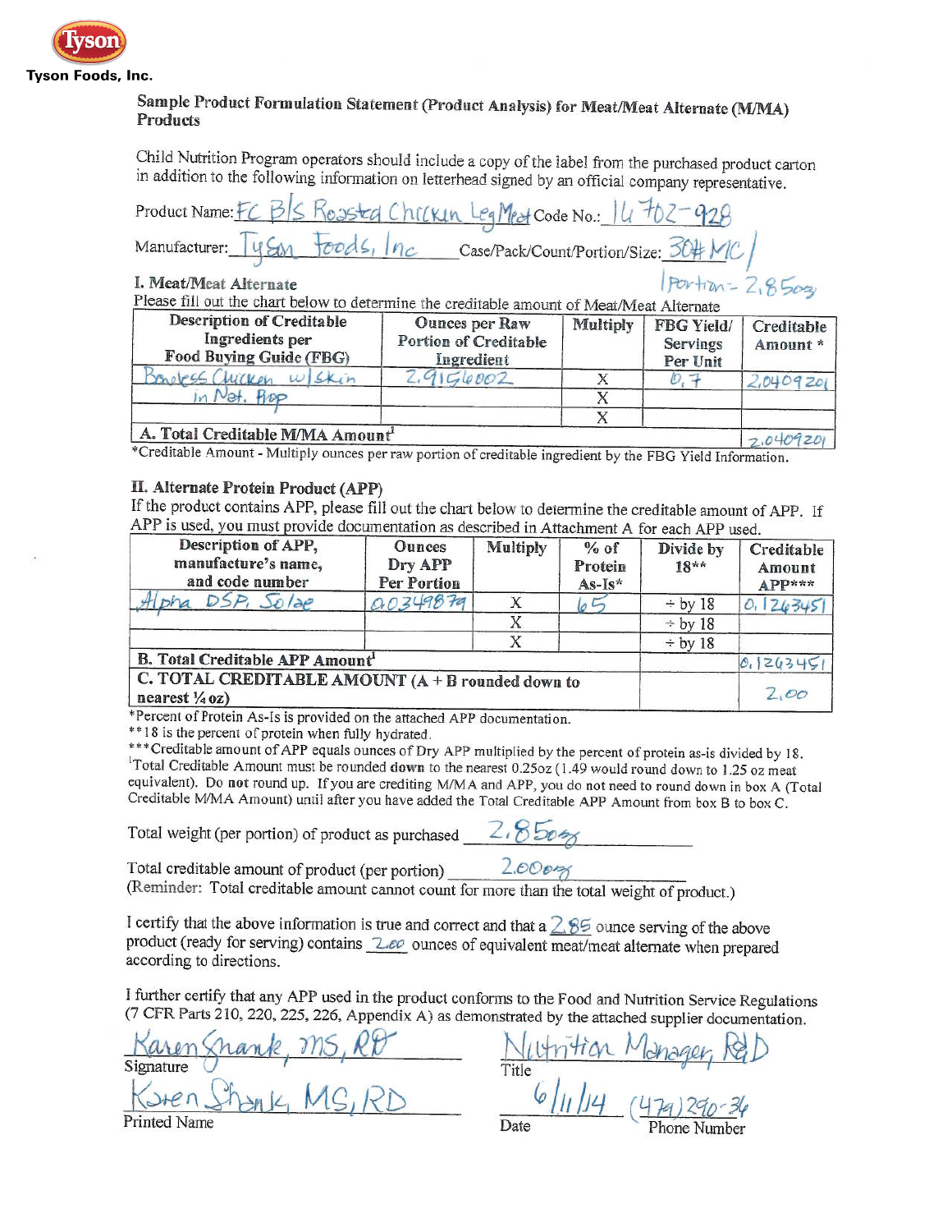**Tyson Foods, Inc.**

**Sample Product Formulation Statement (Product Analysis) for Meat/Meat Alternate (M/MA) Products**

Child Nutrition Program operators should include a copy of the label from the purchased product carton in addition to the following information on letterhead signed by an official company representative.

Product Name: FC B/S Roasted Chicken Leg Meat Code No.: 14702-928

Manufacturer: Tyson Foods, Inc Case/Pack/Count/Portion/Size: 30# MC / 1 Portion = 2.85oz

**I. Meat/Meat Alternate**

Please fill out the chart below to determine the creditable amount of Meat/Meat Alternate

| Description of Creditable Ingredients per Food Buying Guide (FBG) | Ounces per Raw Portion of Creditable Ingredient | Multiply | FBG Yield/ Servings Per Unit | Creditable Amount * |
|---|---|---|---|---|
| Boneless Chicken w/skin in Nat. Prop | 2.9156002 | X | 0.7 | 2.0409201 |
| | | X | | |
| | | X | | |
| **A. Total Creditable M/MA Amount**[1] | | | | 2.0409201 |

*Creditable Amount - Multiply ounces per raw portion of creditable ingredient by the FBG Yield Information.

**II. Alternate Protein Product (APP)**

If the product contains APP, please fill out the chart below to determine the creditable amount of APP. If APP is used, you must provide documentation as described in Attachment A for each APP used.

| Description of APP, manufacture's name, and code number | Ounces Dry APP Per Portion | Multiply | % of Protein As-Is* | Divide by 18** | Creditable Amount APP*** |
|---|---|---|---|---|---|
| Alpha DSP, Solae | 0.0349879 | X | 65 | ÷ by 18 | 0.1263451 |
| | | X | | ÷ by 18 | |
| | | X | | ÷ by 18 | |
| **B. Total Creditable APP Amount**[1] | | | | | 0.1263451 |
| **C. TOTAL CREDITABLE AMOUNT (A + B rounded down to nearest ¼ oz)** | | | | | 2.00 |

*Percent of Protein As-Is is provided on the attached APP documentation.
**18 is the percent of protein when fully hydrated.
***Creditable amount of APP equals ounces of Dry APP multiplied by the percent of protein as-is divided by 18.
[1]Total Creditable Amount must be rounded **down** to the nearest 0.25oz (1.49 would round down to 1.25 oz meat equivalent). Do **not** round up. If you are crediting M/MA and APP, you do not need to round down in box A (Total Creditable M/MA Amount) until after you have added the Total Creditable APP Amount from box B to box C.

Total weight (per portion) of product as purchased 2.85oz

Total creditable amount of product (per portion) 2.00oz

(Reminder: Total creditable amount cannot count for more than the total weight of product.)

I certify that the above information is true and correct and that a 2.85 ounce serving of the above product (ready for serving) contains 2.00 ounces of equivalent meat/meat alternate when prepared according to directions.

I further certify that any APP used in the product conforms to the Food and Nutrition Service Regulations (7 CFR Parts 210, 220, 225, 226, Appendix A) as demonstrated by the attached supplier documentation.

Signature: Karen Shank, MS, RD
Title: Nutrition Manager, R&D

Printed Name: Karen Shank, MS, RD
Date: 6/11/14
Phone Number: (479) 290-34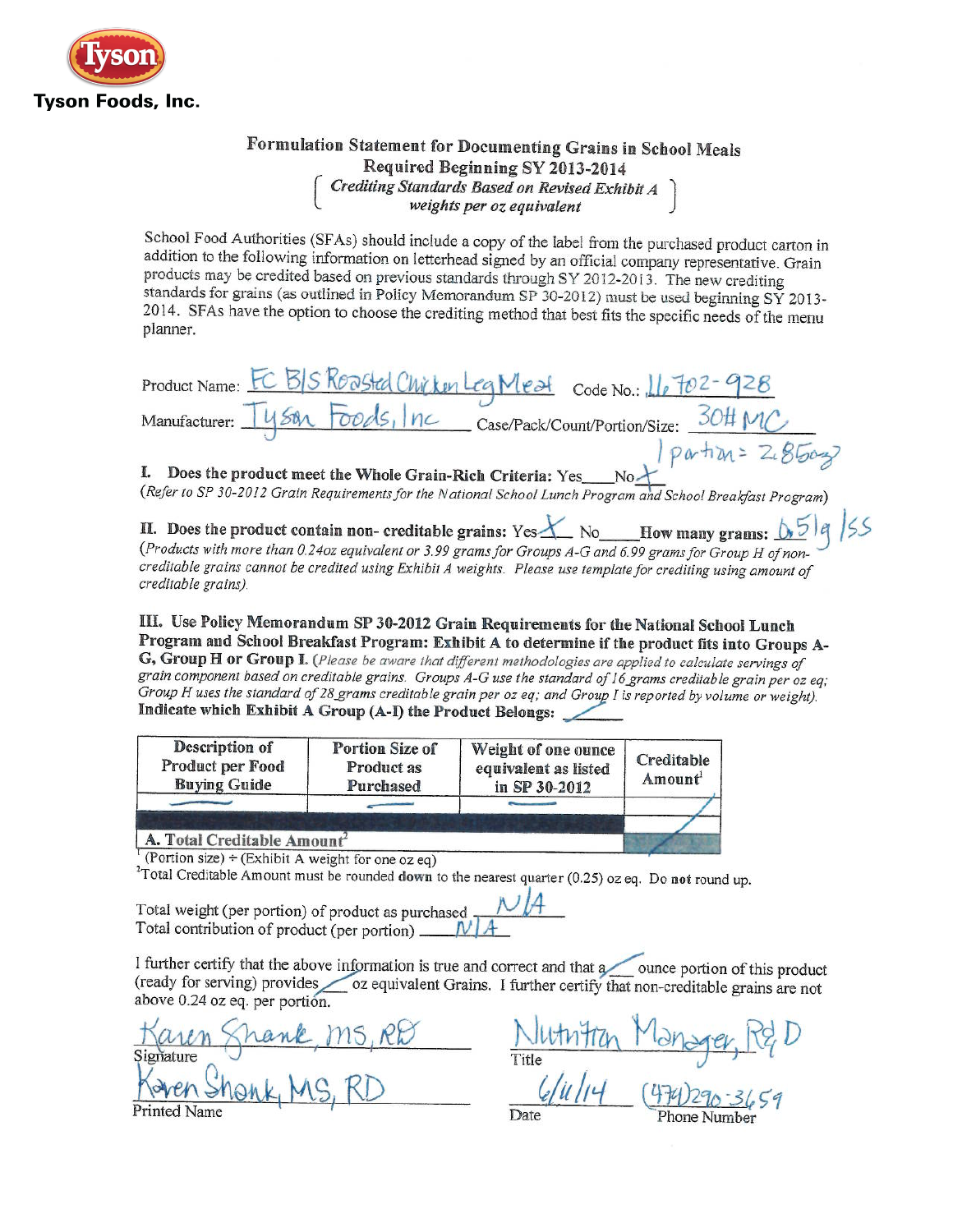**Tyson**

**Tyson Foods, Inc.**

## Formulation Statement for Documenting Grains in School Meals
### Required Beginning SY 2013-2014
*Crediting Standards Based on Revised Exhibit A weights per oz equivalent*

School Food Authorities (SFAs) should include a copy of the label from the purchased product carton in addition to the following information on letterhead signed by an official company representative. Grain products may be credited based on previous standards through SY 2012-2013. The new crediting standards for grains (as outlined in Policy Memorandum SP 30-2012) must be used beginning SY 2013-2014. SFAs have the option to choose the crediting method that best fits the specific needs of the menu planner.

Product Name: FC B/S Roasted Chicken Leg Meat Code No.: 16702-928

Manufacturer: Tyson Foods, Inc Case/Pack/Count/Portion/Size: 30# MC

1 portion = 2.85oz

**I. Does the product meet the Whole Grain-Rich Criteria:** Yes\_\_\_\_No X

(*Refer to SP 30-2012 Grain Requirements for the National School Lunch Program and School Breakfast Program*)

**II. Does the product contain non- creditable grains:** Yes X No\_\_\_\_ **How many grams:** 0.51g /SS

(*Products with more than 0.24oz equivalent or 3.99 grams for Groups A-G and 6.99 grams for Group H of non-creditable grains cannot be credited using Exhibit A weights. Please use template for crediting using amount of creditable grains).*

**III. Use Policy Memorandum SP 30-2012 Grain Requirements for the National School Lunch Program and School Breakfast Program: Exhibit A to determine if the product fits into Groups A-G, Group H or Group I.** (*Please be aware that different methodologies are applied to calculate servings of grain component based on creditable grains. Groups A-G use the standard of 16 grams creditable grain per oz eq; Group H uses the standard of 28 grams creditable grain per oz eq; and Group I is reported by volume or weight).*
**Indicate which Exhibit A Group (A-I) the Product Belongs:** \_\_\_\_\_\_

| Description of Product per Food Buying Guide | Portion Size of Product as Purchased | Weight of one ounce equivalent as listed in SP 30-2012 | Creditable Amount[1] |
|---|---|---|---|
| — | — | — | |
| | | | |
| **A. Total Creditable Amount**[2] | | | |

[1] (Portion size) ÷ (Exhibit A weight for one oz eq)

[2] Total Creditable Amount must be rounded **down** to the nearest quarter (0.25) oz eq. Do **not** round up.

Total weight (per portion) of product as purchased N/A

Total contribution of product (per portion) N/A

I further certify that the above information is true and correct and that a \_\_\_ ounce portion of this product (ready for serving) provides \_\_\_ oz equivalent Grains. I further certify that non-creditable grains are not above 0.24 oz eq. per portion.

Signature: Karen Shank, MS, RD

Printed Name: Karen Shank, MS, RD

Title: Nutrition Manager, R&D

Date: 6/11/14

Phone Number: (479)290-3659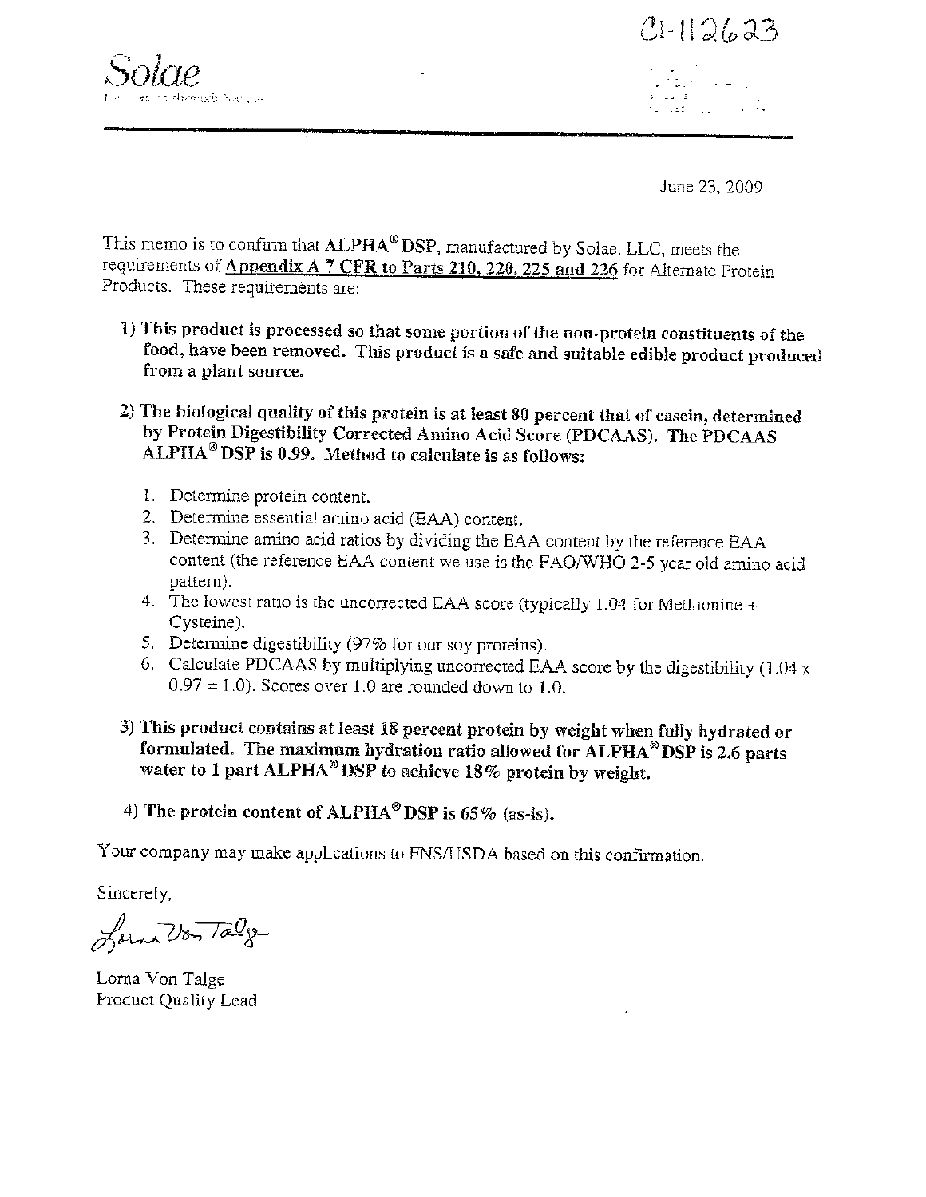CI-112623

Solae

June 23, 2009

This memo is to confirm that **ALPHA® DSP**, manufactured by Solae, LLC, meets the requirements of **Appendix A 7 CFR to Parts 210, 220, 225 and 226** for Alternate Protein Products. These requirements are:

1) **This product is processed so that some portion of the non-protein constituents of the food, have been removed. This product is a safe and suitable edible product produced from a plant source.**

2) **The biological quality of this protein is at least 80 percent that of casein, determined by Protein Digestibility Corrected Amino Acid Score (PDCAAS). The PDCAAS ALPHA® DSP is 0.99. Method to calculate is as follows:**

   1. Determine protein content.
   2. Determine essential amino acid (EAA) content.
   3. Determine amino acid ratios by dividing the EAA content by the reference EAA content (the reference EAA content we use is the FAO/WHO 2-5 year old amino acid pattern).
   4. The lowest ratio is the uncorrected EAA score (typically 1.04 for Methionine + Cysteine).
   5. Determine digestibility (97% for our soy proteins).
   6. Calculate PDCAAS by multiplying uncorrected EAA score by the digestibility (1.04 x 0.97 = 1.0). Scores over 1.0 are rounded down to 1.0.

3) **This product contains at least 18 percent protein by weight when fully hydrated or formulated. The maximum hydration ratio allowed for ALPHA® DSP is 2.6 parts water to 1 part ALPHA® DSP to achieve 18% protein by weight.**

4) **The protein content of ALPHA® DSP is 65% (as-is).**

Your company may make applications to FNS/USDA based on this confirmation.

Sincerely,

Lorna Von Talge

Lorna Von Talge
Product Quality Lead